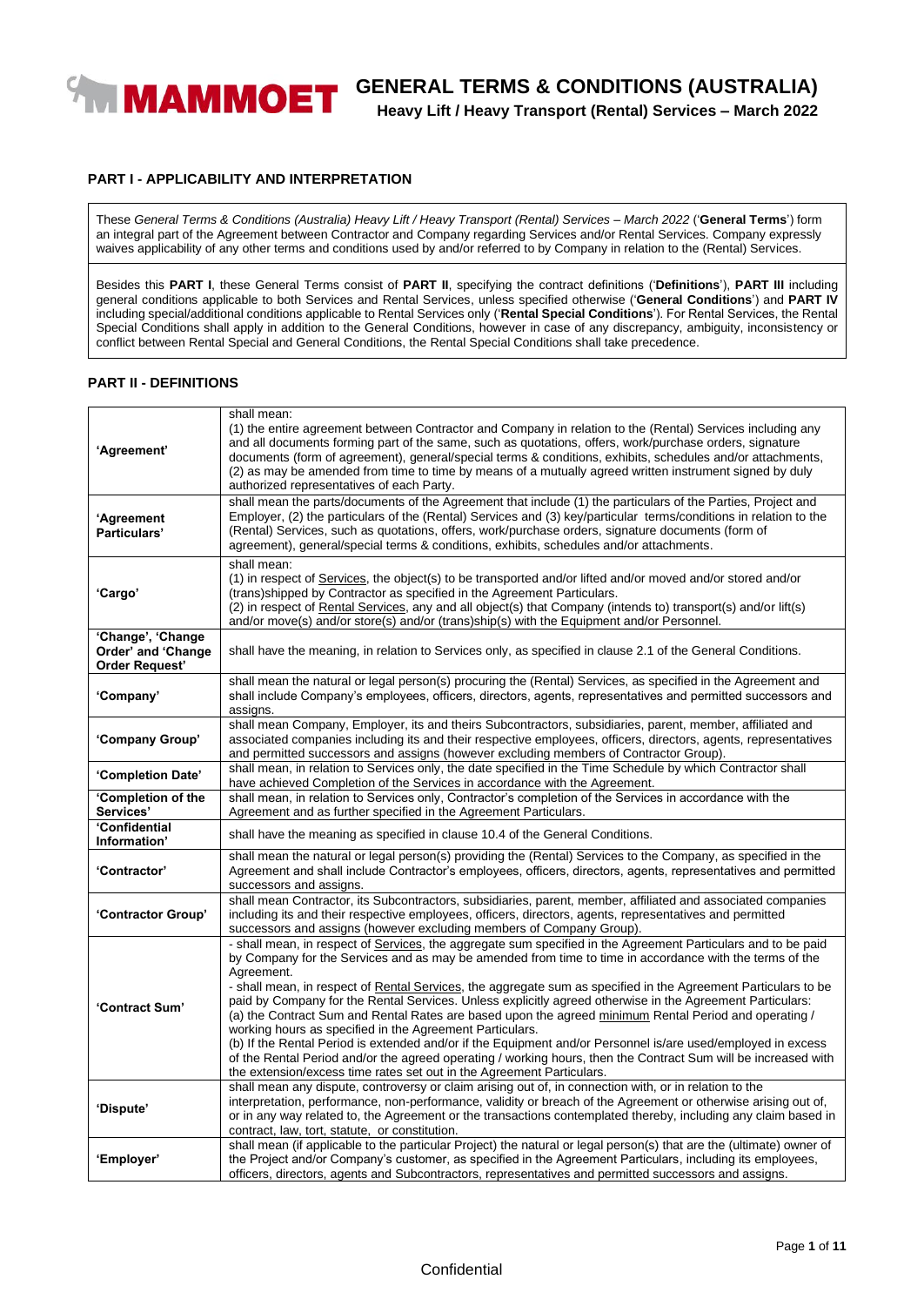# GENERAL TERMS & CONDITIONS (AUSTRALIA)

**Heavy Lift / Heavy Transport (Rental) Services – March 2022**

## PART I - APPLICABILITY AND INTERPRETATION

These *General Terms & Conditions (Australia) Heavy Lift / Heavy Transport (Rental) Services – March 2022* ('**General Terms**') form an integral part of the Agreement between Contractor and Company regarding Services and/or Rental Services. Company expressly waives applicability of any other terms and conditions used by and/or referred to by Company in relation to the (Rental) Services.

Besides this **PART I**, these General Terms consist of **PART II**, specifying the contract definitions ('**Definitions**'), **PART III** including general conditions applicable to both Services and Rental Services, unless specified otherwise ('**General Conditions**') and **PART IV** including special/additional conditions applicable to Rental Services only ('**Rental Special Conditions**'). For Rental Services, the Rental Special Conditions shall apply in addition to the General Conditions, however in case of any discrepancy, ambiguity, inconsistency or conflict between Rental Special and General Conditions, the Rental Special Conditions shall take precedence.

## PART II - DEFINITIONS

| Term | Definition |
|---|---|
| **'Agreement'** | shall mean:<br>(1) the entire agreement between Contractor and Company in relation to the (Rental) Services including any and all documents forming part of the same, such as quotations, offers, work/purchase orders, signature documents (form of agreement), general/special terms & conditions, exhibits, schedules and/or attachments,<br>(2) as may be amended from time to time by means of a mutually agreed written instrument signed by duly authorized representatives of each Party. |
| **'Agreement Particulars'** | shall mean the parts/documents of the Agreement that include (1) the particulars of the Parties, Project and Employer, (2) the particulars of the (Rental) Services and (3) key/particular terms/conditions in relation to the (Rental) Services, such as quotations, offers, work/purchase orders, signature documents (form of agreement), general/special terms & conditions, exhibits, schedules and/or attachments. |
| **'Cargo'** | shall mean:<br>(1) in respect of <u>Services</u>, the object(s) to be transported and/or lifted and/or moved and/or stored and/or (trans)shipped by Contractor as specified in the Agreement Particulars.<br>(2) in respect of <u>Rental Services</u>, any and all object(s) that Company (intends to) transport(s) and/or lift(s) and/or move(s) and/or store(s) and/or (trans)ship(s) with the Equipment and/or Personnel. |
| **'Change', 'Change Order' and 'Change Order Request'** | shall have the meaning, in relation to Services only, as specified in clause 2.1 of the General Conditions. |
| **'Company'** | shall mean the natural or legal person(s) procuring the (Rental) Services, as specified in the Agreement and shall include Company's employees, officers, directors, agents, representatives and permitted successors and assigns. |
| **'Company Group'** | shall mean Company, Employer, its and theirs Subcontractors, subsidiaries, parent, member, affiliated and associated companies including its and their respective employees, officers, directors, agents, representatives and permitted successors and assigns (however excluding members of Contractor Group). |
| **'Completion Date'** | shall mean, in relation to Services only, the date specified in the Time Schedule by which Contractor shall have achieved Completion of the Services in accordance with the Agreement. |
| **'Completion of the Services'** | shall mean, in relation to Services only, Contractor's completion of the Services in accordance with the Agreement and as further specified in the Agreement Particulars. |
| **'Confidential Information'** | shall have the meaning as specified in clause 10.4 of the General Conditions. |
| **'Contractor'** | shall mean the natural or legal person(s) providing the (Rental) Services to the Company, as specified in the Agreement and shall include Contractor's employees, officers, directors, agents, representatives and permitted successors and assigns. |
| **'Contractor Group'** | shall mean Contractor, its Subcontractors, subsidiaries, parent, member, affiliated and associated companies including its and their respective employees, officers, directors, agents, representatives and permitted successors and assigns (however excluding members of Company Group). |
| **'Contract Sum'** | - shall mean, in respect of <u>Services</u>, the aggregate sum specified in the Agreement Particulars and to be paid by Company for the Services and as may be amended from time to time in accordance with the terms of the Agreement.<br>- shall mean, in respect of <u>Rental Services</u>, the aggregate sum as specified in the Agreement Particulars to be paid by Company for the Rental Services. Unless explicitly agreed otherwise in the Agreement Particulars:<br>(a) the Contract Sum and Rental Rates are based upon the agreed <u>minimum</u> Rental Period and operating / working hours as specified in the Agreement Particulars.<br>(b) If the Rental Period is extended and/or if the Equipment and/or Personnel is/are used/employed in excess of the Rental Period and/or the agreed operating / working hours, then the Contract Sum will be increased with the extension/excess time rates set out in the Agreement Particulars. |
| **'Dispute'** | shall mean any dispute, controversy or claim arising out of, in connection with, or in relation to the interpretation, performance, non-performance, validity or breach of the Agreement or otherwise arising out of, or in any way related to, the Agreement or the transactions contemplated thereby, including any claim based in contract, law, tort, statute, or constitution. |
| **'Employer'** | shall mean (if applicable to the particular Project) the natural or legal person(s) that are the (ultimate) owner of the Project and/or Company's customer, as specified in the Agreement Particulars, including its employees, officers, directors, agents and Subcontractors, representatives and permitted successors and assigns. |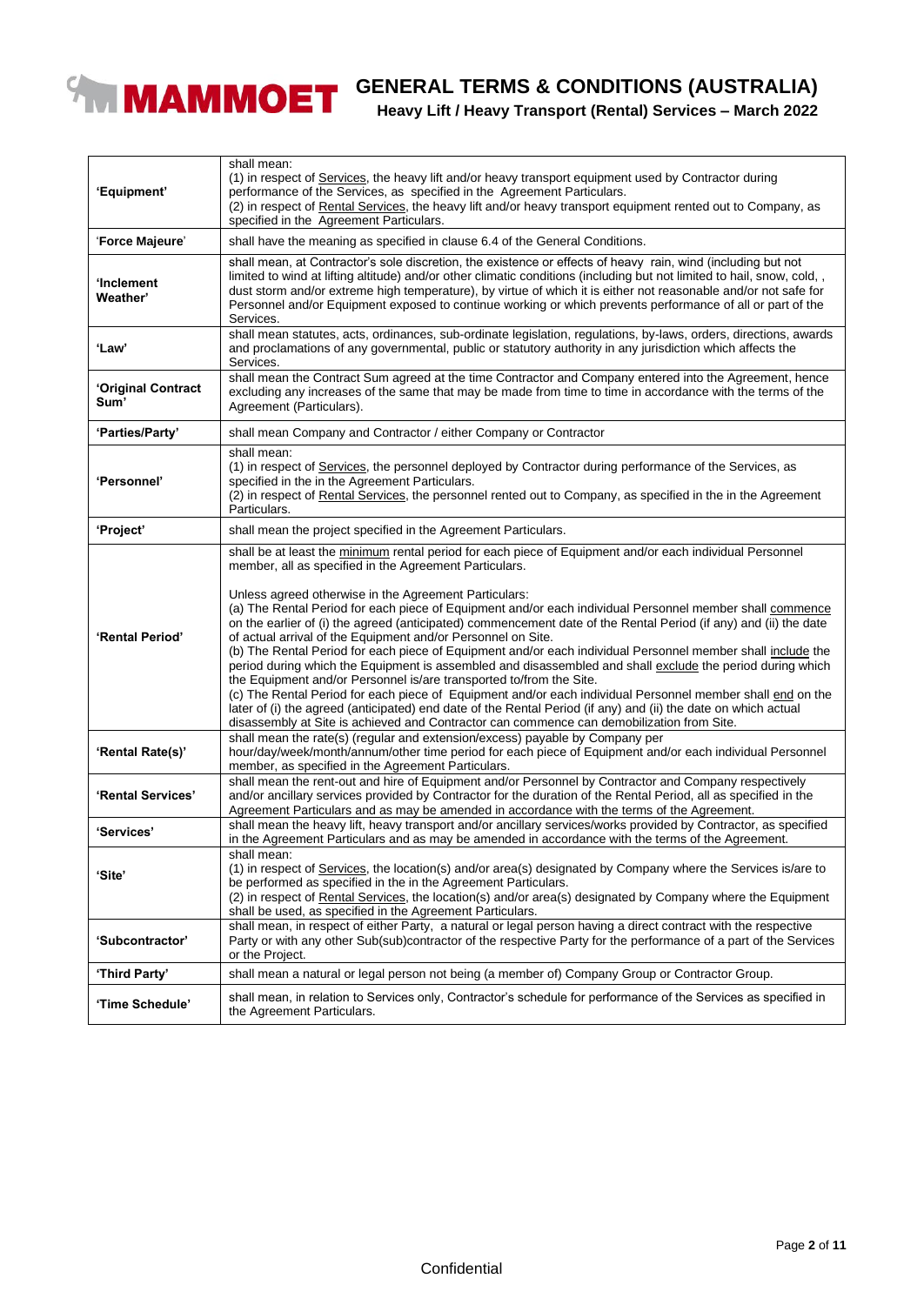| | |
|---|---|
| **'Equipment'** | shall mean:<br>(1) in respect of Services, the heavy lift and/or heavy transport equipment used by Contractor during performance of the Services, as specified in the Agreement Particulars.<br>(2) in respect of Rental Services, the heavy lift and/or heavy transport equipment rented out to Company, as specified in the Agreement Particulars. |
| '**Force Majeure**' | shall have the meaning as specified in clause 6.4 of the General Conditions. |
| **'Inclement Weather'** | shall mean, at Contractor's sole discretion, the existence or effects of heavy rain, wind (including but not limited to wind at lifting altitude) and/or other climatic conditions (including but not limited to hail, snow, cold, , dust storm and/or extreme high temperature), by virtue of which it is either not reasonable and/or not safe for Personnel and/or Equipment exposed to continue working or which prevents performance of all or part of the Services. |
| **'Law'** | shall mean statutes, acts, ordinances, sub-ordinate legislation, regulations, by-laws, orders, directions, awards and proclamations of any governmental, public or statutory authority in any jurisdiction which affects the Services. |
| **'Original Contract Sum'** | shall mean the Contract Sum agreed at the time Contractor and Company entered into the Agreement, hence excluding any increases of the same that may be made from time to time in accordance with the terms of the Agreement (Particulars). |
| **'Parties/Party'** | shall mean Company and Contractor / either Company or Contractor |
| **'Personnel'** | shall mean:<br>(1) in respect of Services, the personnel deployed by Contractor during performance of the Services, as specified in the in the Agreement Particulars.<br>(2) in respect of Rental Services, the personnel rented out to Company, as specified in the in the Agreement Particulars. |
| **'Project'** | shall mean the project specified in the Agreement Particulars. |
| **'Rental Period'** | shall be at least the minimum rental period for each piece of Equipment and/or each individual Personnel member, all as specified in the Agreement Particulars.<br><br>Unless agreed otherwise in the Agreement Particulars:<br>(a) The Rental Period for each piece of Equipment and/or each individual Personnel member shall commence on the earlier of (i) the agreed (anticipated) commencement date of the Rental Period (if any) and (ii) the date of actual arrival of the Equipment and/or Personnel on Site.<br>(b) The Rental Period for each piece of Equipment and/or each individual Personnel member shall include the period during which the Equipment is assembled and disassembled and shall exclude the period during which the Equipment and/or Personnel is/are transported to/from the Site.<br>(c) The Rental Period for each piece of Equipment and/or each individual Personnel member shall end on the later of (i) the agreed (anticipated) end date of the Rental Period (if any) and (ii) the date on which actual disassembly at Site is achieved and Contractor can commence can demobilization from Site. |
| **'Rental Rate(s)'** | shall mean the rate(s) (regular and extension/excess) payable by Company per hour/day/week/month/annum/other time period for each piece of Equipment and/or each individual Personnel member, as specified in the Agreement Particulars. |
| **'Rental Services'** | shall mean the rent-out and hire of Equipment and/or Personnel by Contractor and Company respectively and/or ancillary services provided by Contractor for the duration of the Rental Period, all as specified in the Agreement Particulars and as may be amended in accordance with the terms of the Agreement. |
| **'Services'** | shall mean the heavy lift, heavy transport and/or ancillary services/works provided by Contractor, as specified in the Agreement Particulars and as may be amended in accordance with the terms of the Agreement. |
| **'Site'** | shall mean:<br>(1) in respect of Services, the location(s) and/or area(s) designated by Company where the Services is/are to be performed as specified in the in the Agreement Particulars.<br>(2) in respect of Rental Services, the location(s) and/or area(s) designated by Company where the Equipment shall be used, as specified in the Agreement Particulars. |
| **'Subcontractor'** | shall mean, in respect of either Party, a natural or legal person having a direct contract with the respective Party or with any other Sub(sub)contractor of the respective Party for the performance of a part of the Services or the Project. |
| **'Third Party'** | shall mean a natural or legal person not being (a member of) Company Group or Contractor Group. |
| **'Time Schedule'** | shall mean, in relation to Services only, Contractor's schedule for performance of the Services as specified in the Agreement Particulars. |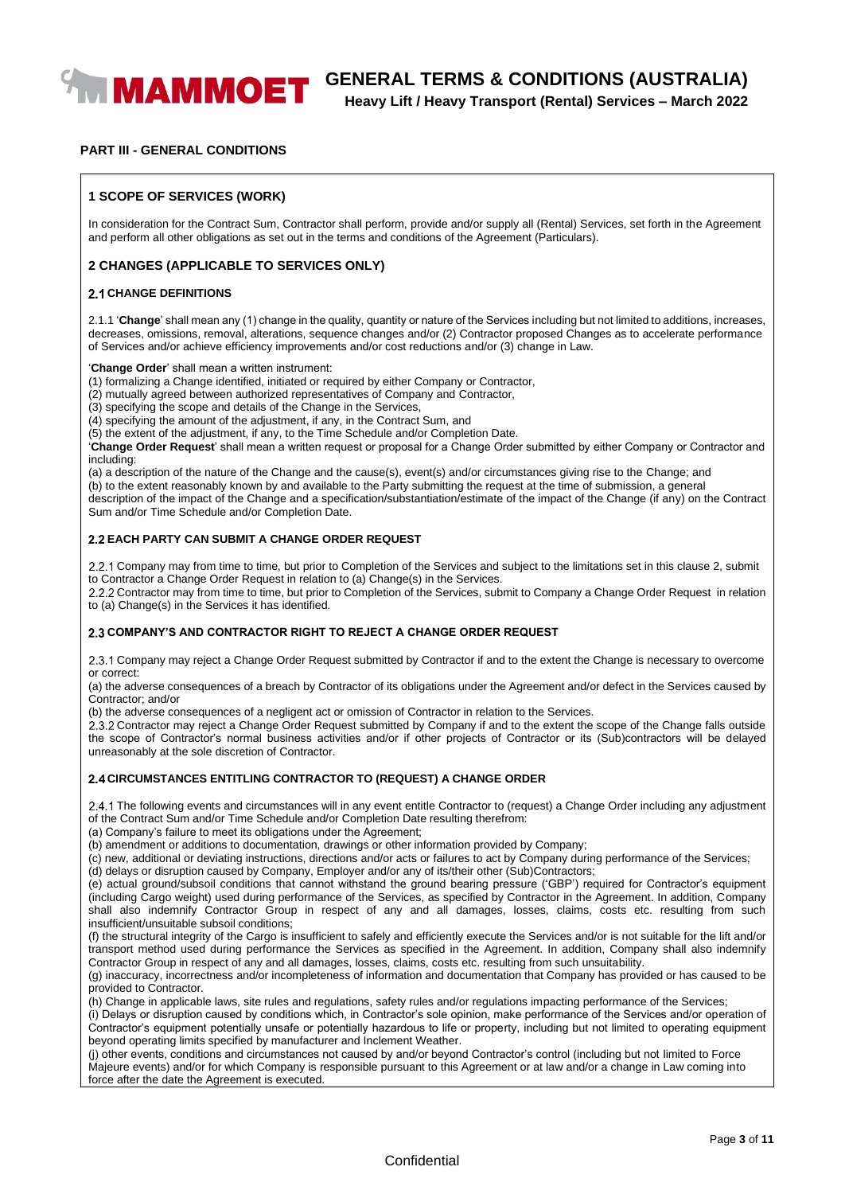## PART III - GENERAL CONDITIONS

### 1 SCOPE OF SERVICES (WORK)

In consideration for the Contract Sum, Contractor shall perform, provide and/or supply all (Rental) Services, set forth in the Agreement and perform all other obligations as set out in the terms and conditions of the Agreement (Particulars).

### 2 CHANGES (APPLICABLE TO SERVICES ONLY)

#### 2.1 CHANGE DEFINITIONS

2.1.1 '**Change**' shall mean any (1) change in the quality, quantity or nature of the Services including but not limited to additions, increases, decreases, omissions, removal, alterations, sequence changes and/or (2) Contractor proposed Changes as to accelerate performance of Services and/or achieve efficiency improvements and/or cost reductions and/or (3) change in Law.

'**Change Order**' shall mean a written instrument:
(1) formalizing a Change identified, initiated or required by either Company or Contractor,
(2) mutually agreed between authorized representatives of Company and Contractor,
(3) specifying the scope and details of the Change in the Services,
(4) specifying the amount of the adjustment, if any, in the Contract Sum, and
(5) the extent of the adjustment, if any, to the Time Schedule and/or Completion Date.

'**Change Order Request**' shall mean a written request or proposal for a Change Order submitted by either Company or Contractor and including:
(a) a description of the nature of the Change and the cause(s), event(s) and/or circumstances giving rise to the Change; and
(b) to the extent reasonably known by and available to the Party submitting the request at the time of submission, a general description of the impact of the Change and a specification/substantiation/estimate of the impact of the Change (if any) on the Contract Sum and/or Time Schedule and/or Completion Date.

#### 2.2 EACH PARTY CAN SUBMIT A CHANGE ORDER REQUEST

2.2.1 Company may from time to time, but prior to Completion of the Services and subject to the limitations set in this clause 2, submit to Contractor a Change Order Request in relation to (a) Change(s) in the Services.
2.2.2 Contractor may from time to time, but prior to Completion of the Services, submit to Company a Change Order Request in relation to (a) Change(s) in the Services it has identified.

#### 2.3 COMPANY'S AND CONTRACTOR RIGHT TO REJECT A CHANGE ORDER REQUEST

2.3.1 Company may reject a Change Order Request submitted by Contractor if and to the extent the Change is necessary to overcome or correct:
(a) the adverse consequences of a breach by Contractor of its obligations under the Agreement and/or defect in the Services caused by Contractor; and/or
(b) the adverse consequences of a negligent act or omission of Contractor in relation to the Services.
2.3.2 Contractor may reject a Change Order Request submitted by Company if and to the extent the scope of the Change falls outside the scope of Contractor's normal business activities and/or if other projects of Contractor or its (Sub)contractors will be delayed unreasonably at the sole discretion of Contractor.

#### 2.4 CIRCUMSTANCES ENTITLING CONTRACTOR TO (REQUEST) A CHANGE ORDER

2.4.1 The following events and circumstances will in any event entitle Contractor to (request) a Change Order including any adjustment of the Contract Sum and/or Time Schedule and/or Completion Date resulting therefrom:
(a) Company's failure to meet its obligations under the Agreement;
(b) amendment or additions to documentation, drawings or other information provided by Company;
(c) new, additional or deviating instructions, directions and/or acts or failures to act by Company during performance of the Services;
(d) delays or disruption caused by Company, Employer and/or any of its/their other (Sub)Contractors;
(e) actual ground/subsoil conditions that cannot withstand the ground bearing pressure ('GBP') required for Contractor's equipment (including Cargo weight) used during performance of the Services, as specified by Contractor in the Agreement. In addition, Company shall also indemnify Contractor Group in respect of any and all damages, losses, claims, costs etc. resulting from such insufficient/unsuitable subsoil conditions;
(f) the structural integrity of the Cargo is insufficient to safely and efficiently execute the Services and/or is not suitable for the lift and/or transport method used during performance the Services as specified in the Agreement. In addition, Company shall also indemnify Contractor Group in respect of any and all damages, losses, claims, costs etc. resulting from such unsuitability.
(g) inaccuracy, incorrectness and/or incompleteness of information and documentation that Company has provided or has caused to be provided to Contractor.
(h) Change in applicable laws, site rules and regulations, safety rules and/or regulations impacting performance of the Services;
(i) Delays or disruption caused by conditions which, in Contractor's sole opinion, make performance of the Services and/or operation of Contractor's equipment potentially unsafe or potentially hazardous to life or property, including but not limited to operating equipment beyond operating limits specified by manufacturer and Inclement Weather.
(j) other events, conditions and circumstances not caused by and/or beyond Contractor's control (including but not limited to Force Majeure events) and/or for which Company is responsible pursuant to this Agreement or at law and/or a change in Law coming into force after the date the Agreement is executed.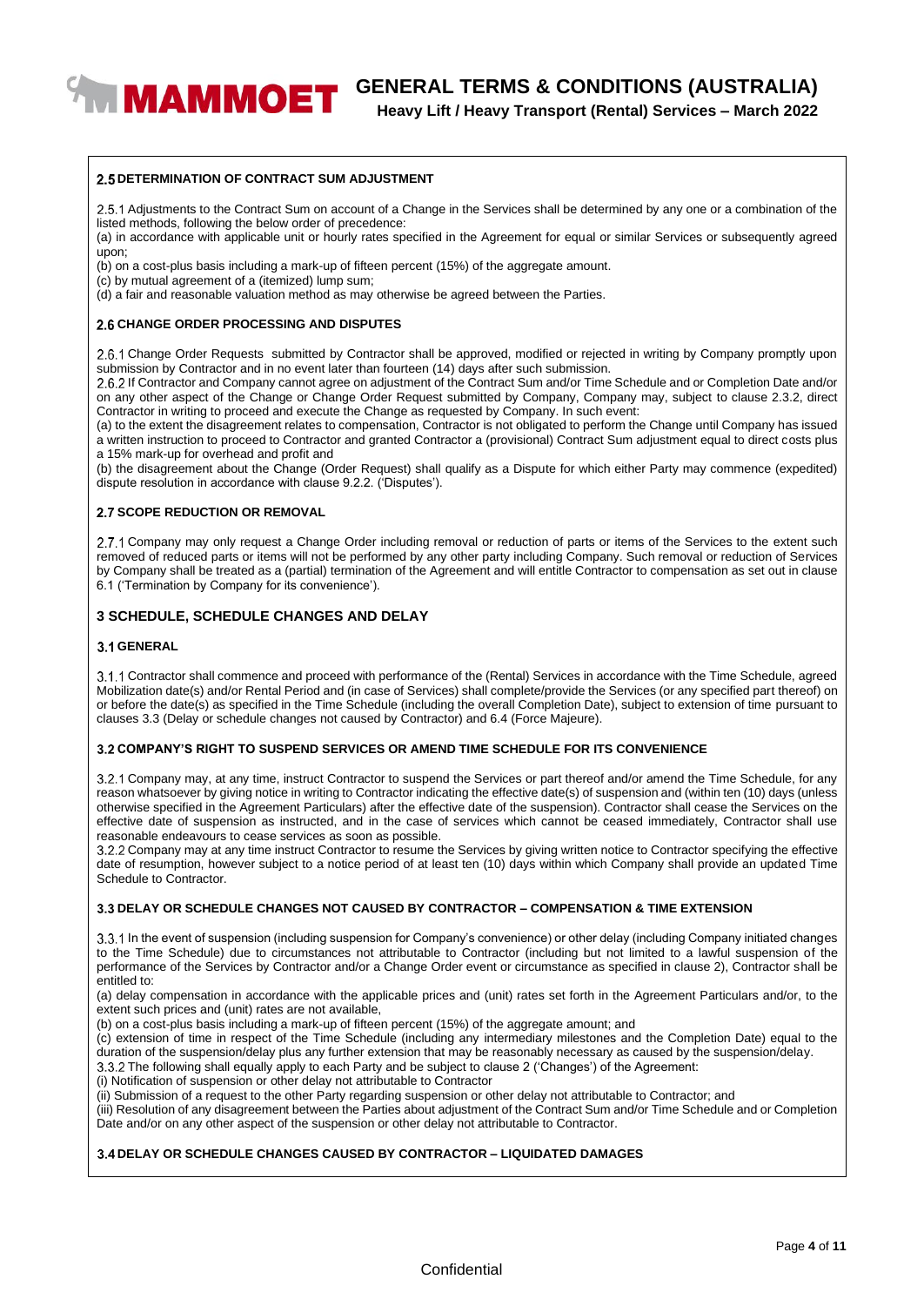### 2.5 DETERMINATION OF CONTRACT SUM ADJUSTMENT

2.5.1 Adjustments to the Contract Sum on account of a Change in the Services shall be determined by any one or a combination of the listed methods, following the below order of precedence:

(a) in accordance with applicable unit or hourly rates specified in the Agreement for equal or similar Services or subsequently agreed upon;

(b) on a cost-plus basis including a mark-up of fifteen percent (15%) of the aggregate amount.

(c) by mutual agreement of a (itemized) lump sum;

(d) a fair and reasonable valuation method as may otherwise be agreed between the Parties.

### 2.6 CHANGE ORDER PROCESSING AND DISPUTES

2.6.1 Change Order Requests submitted by Contractor shall be approved, modified or rejected in writing by Company promptly upon submission by Contractor and in no event later than fourteen (14) days after such submission.

2.6.2 If Contractor and Company cannot agree on adjustment of the Contract Sum and/or Time Schedule and or Completion Date and/or on any other aspect of the Change or Change Order Request submitted by Company, Company may, subject to clause 2.3.2, direct Contractor in writing to proceed and execute the Change as requested by Company. In such event:

(a) to the extent the disagreement relates to compensation, Contractor is not obligated to perform the Change until Company has issued a written instruction to proceed to Contractor and granted Contractor a (provisional) Contract Sum adjustment equal to direct costs plus a 15% mark-up for overhead and profit and

(b) the disagreement about the Change (Order Request) shall qualify as a Dispute for which either Party may commence (expedited) dispute resolution in accordance with clause 9.2.2. ('Disputes').

### 2.7 SCOPE REDUCTION OR REMOVAL

2.7.1 Company may only request a Change Order including removal or reduction of parts or items of the Services to the extent such removed of reduced parts or items will not be performed by any other party including Company. Such removal or reduction of Services by Company shall be treated as a (partial) termination of the Agreement and will entitle Contractor to compensation as set out in clause 6.1 ('Termination by Company for its convenience').

## 3 SCHEDULE, SCHEDULE CHANGES AND DELAY

### 3.1 GENERAL

3.1.1 Contractor shall commence and proceed with performance of the (Rental) Services in accordance with the Time Schedule, agreed Mobilization date(s) and/or Rental Period and (in case of Services) shall complete/provide the Services (or any specified part thereof) on or before the date(s) as specified in the Time Schedule (including the overall Completion Date), subject to extension of time pursuant to clauses 3.3 (Delay or schedule changes not caused by Contractor) and 6.4 (Force Majeure).

### 3.2 COMPANY'S RIGHT TO SUSPEND SERVICES OR AMEND TIME SCHEDULE FOR ITS CONVENIENCE

3.2.1 Company may, at any time, instruct Contractor to suspend the Services or part thereof and/or amend the Time Schedule, for any reason whatsoever by giving notice in writing to Contractor indicating the effective date(s) of suspension and (within ten (10) days (unless otherwise specified in the Agreement Particulars) after the effective date of the suspension). Contractor shall cease the Services on the effective date of suspension as instructed, and in the case of services which cannot be ceased immediately, Contractor shall use reasonable endeavours to cease services as soon as possible.

3.2.2 Company may at any time instruct Contractor to resume the Services by giving written notice to Contractor specifying the effective date of resumption, however subject to a notice period of at least ten (10) days within which Company shall provide an updated Time Schedule to Contractor.

### 3.3 DELAY OR SCHEDULE CHANGES NOT CAUSED BY CONTRACTOR – COMPENSATION & TIME EXTENSION

3.3.1 In the event of suspension (including suspension for Company's convenience) or other delay (including Company initiated changes to the Time Schedule) due to circumstances not attributable to Contractor (including but not limited to a lawful suspension of the performance of the Services by Contractor and/or a Change Order event or circumstance as specified in clause 2), Contractor shall be entitled to:

(a) delay compensation in accordance with the applicable prices and (unit) rates set forth in the Agreement Particulars and/or, to the extent such prices and (unit) rates are not available,

(b) on a cost-plus basis including a mark-up of fifteen percent (15%) of the aggregate amount; and

(c) extension of time in respect of the Time Schedule (including any intermediary milestones and the Completion Date) equal to the duration of the suspension/delay plus any further extension that may be reasonably necessary as caused by the suspension/delay.

3.3.2 The following shall equally apply to each Party and be subject to clause 2 ('Changes') of the Agreement:

(i) Notification of suspension or other delay not attributable to Contractor

(ii) Submission of a request to the other Party regarding suspension or other delay not attributable to Contractor; and

(iii) Resolution of any disagreement between the Parties about adjustment of the Contract Sum and/or Time Schedule and or Completion Date and/or on any other aspect of the suspension or other delay not attributable to Contractor.

### 3.4 DELAY OR SCHEDULE CHANGES CAUSED BY CONTRACTOR – LIQUIDATED DAMAGES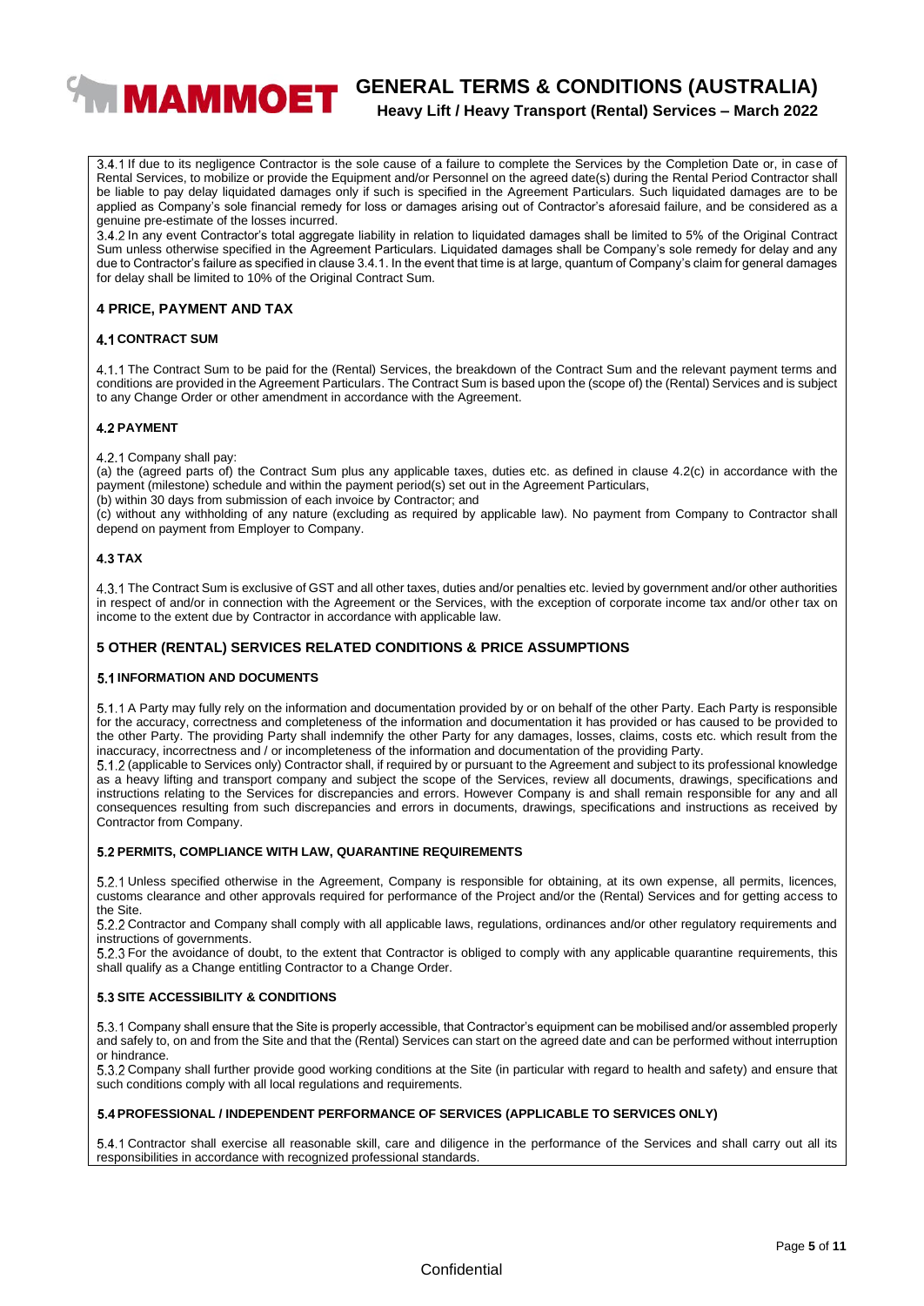3.4.1 If due to its negligence Contractor is the sole cause of a failure to complete the Services by the Completion Date or, in case of Rental Services, to mobilize or provide the Equipment and/or Personnel on the agreed date(s) during the Rental Period Contractor shall be liable to pay delay liquidated damages only if such is specified in the Agreement Particulars. Such liquidated damages are to be applied as Company's sole financial remedy for loss or damages arising out of Contractor's aforesaid failure, and be considered as a genuine pre-estimate of the losses incurred.

3.4.2 In any event Contractor's total aggregate liability in relation to liquidated damages shall be limited to 5% of the Original Contract Sum unless otherwise specified in the Agreement Particulars. Liquidated damages shall be Company's sole remedy for delay and any due to Contractor's failure as specified in clause 3.4.1. In the event that time is at large, quantum of Company's claim for general damages for delay shall be limited to 10% of the Original Contract Sum.

## 4 PRICE, PAYMENT AND TAX

### 4.1 CONTRACT SUM

4.1.1 The Contract Sum to be paid for the (Rental) Services, the breakdown of the Contract Sum and the relevant payment terms and conditions are provided in the Agreement Particulars. The Contract Sum is based upon the (scope of) the (Rental) Services and is subject to any Change Order or other amendment in accordance with the Agreement.

### 4.2 PAYMENT

4.2.1 Company shall pay:

(a) the (agreed parts of) the Contract Sum plus any applicable taxes, duties etc. as defined in clause 4.2(c) in accordance with the payment (milestone) schedule and within the payment period(s) set out in the Agreement Particulars,

(b) within 30 days from submission of each invoice by Contractor; and

(c) without any withholding of any nature (excluding as required by applicable law). No payment from Company to Contractor shall depend on payment from Employer to Company.

### 4.3 TAX

4.3.1 The Contract Sum is exclusive of GST and all other taxes, duties and/or penalties etc. levied by government and/or other authorities in respect of and/or in connection with the Agreement or the Services, with the exception of corporate income tax and/or other tax on income to the extent due by Contractor in accordance with applicable law.

## 5 OTHER (RENTAL) SERVICES RELATED CONDITIONS & PRICE ASSUMPTIONS

### 5.1 INFORMATION AND DOCUMENTS

5.1.1 A Party may fully rely on the information and documentation provided by or on behalf of the other Party. Each Party is responsible for the accuracy, correctness and completeness of the information and documentation it has provided or has caused to be provided to the other Party. The providing Party shall indemnify the other Party for any damages, losses, claims, costs etc. which result from the inaccuracy, incorrectness and / or incompleteness of the information and documentation of the providing Party.

5.1.2 (applicable to Services only) Contractor shall, if required by or pursuant to the Agreement and subject to its professional knowledge as a heavy lifting and transport company and subject the scope of the Services, review all documents, drawings, specifications and instructions relating to the Services for discrepancies and errors. However Company is and shall remain responsible for any and all consequences resulting from such discrepancies and errors in documents, drawings, specifications and instructions as received by Contractor from Company.

### 5.2 PERMITS, COMPLIANCE WITH LAW, QUARANTINE REQUIREMENTS

5.2.1 Unless specified otherwise in the Agreement, Company is responsible for obtaining, at its own expense, all permits, licences, customs clearance and other approvals required for performance of the Project and/or the (Rental) Services and for getting access to the Site.

5.2.2 Contractor and Company shall comply with all applicable laws, regulations, ordinances and/or other regulatory requirements and instructions of governments.

5.2.3 For the avoidance of doubt, to the extent that Contractor is obliged to comply with any applicable quarantine requirements, this shall qualify as a Change entitling Contractor to a Change Order.

### 5.3 SITE ACCESSIBILITY & CONDITIONS

5.3.1 Company shall ensure that the Site is properly accessible, that Contractor's equipment can be mobilised and/or assembled properly and safely to, on and from the Site and that the (Rental) Services can start on the agreed date and can be performed without interruption or hindrance.

5.3.2 Company shall further provide good working conditions at the Site (in particular with regard to health and safety) and ensure that such conditions comply with all local regulations and requirements.

### 5.4 PROFESSIONAL / INDEPENDENT PERFORMANCE OF SERVICES (APPLICABLE TO SERVICES ONLY)

5.4.1 Contractor shall exercise all reasonable skill, care and diligence in the performance of the Services and shall carry out all its responsibilities in accordance with recognized professional standards.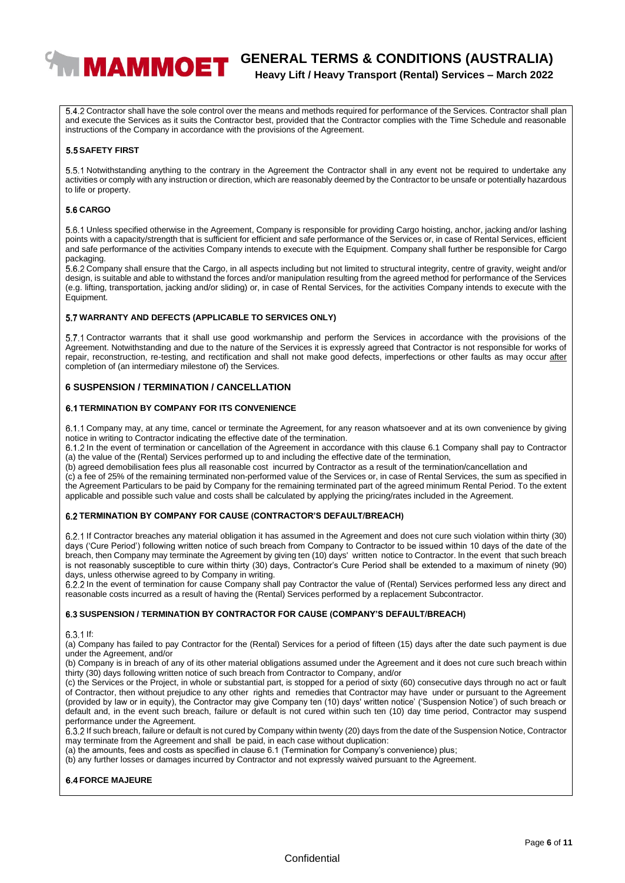5.4.2 Contractor shall have the sole control over the means and methods required for performance of the Services. Contractor shall plan and execute the Services as it suits the Contractor best, provided that the Contractor complies with the Time Schedule and reasonable instructions of the Company in accordance with the provisions of the Agreement.

### 5.5 SAFETY FIRST

5.5.1 Notwithstanding anything to the contrary in the Agreement the Contractor shall in any event not be required to undertake any activities or comply with any instruction or direction, which are reasonably deemed by the Contractor to be unsafe or potentially hazardous to life or property.

### 5.6 CARGO

5.6.1 Unless specified otherwise in the Agreement, Company is responsible for providing Cargo hoisting, anchor, jacking and/or lashing points with a capacity/strength that is sufficient for efficient and safe performance of the Services or, in case of Rental Services, efficient and safe performance of the activities Company intends to execute with the Equipment. Company shall further be responsible for Cargo packaging.

5.6.2 Company shall ensure that the Cargo, in all aspects including but not limited to structural integrity, centre of gravity, weight and/or design, is suitable and able to withstand the forces and/or manipulation resulting from the agreed method for performance of the Services (e.g. lifting, transportation, jacking and/or sliding) or, in case of Rental Services, for the activities Company intends to execute with the Equipment.

### 5.7 WARRANTY AND DEFECTS (APPLICABLE TO SERVICES ONLY)

5.7.1 Contractor warrants that it shall use good workmanship and perform the Services in accordance with the provisions of the Agreement. Notwithstanding and due to the nature of the Services it is expressly agreed that Contractor is not responsible for works of repair, reconstruction, re-testing, and rectification and shall not make good defects, imperfections or other faults as may occur after completion of (an intermediary milestone of) the Services.

## 6 SUSPENSION / TERMINATION / CANCELLATION

### 6.1 TERMINATION BY COMPANY FOR ITS CONVENIENCE

6.1.1 Company may, at any time, cancel or terminate the Agreement, for any reason whatsoever and at its own convenience by giving notice in writing to Contractor indicating the effective date of the termination.

6.1.2 In the event of termination or cancellation of the Agreement in accordance with this clause 6.1 Company shall pay to Contractor
(a) the value of the (Rental) Services performed up to and including the effective date of the termination,
(b) agreed demobilisation fees plus all reasonable cost incurred by Contractor as a result of the termination/cancellation and
(c) a fee of 25% of the remaining terminated non-performed value of the Services or, in case of Rental Services, the sum as specified in the Agreement Particulars to be paid by Company for the remaining terminated part of the agreed minimum Rental Period. To the extent applicable and possible such value and costs shall be calculated by applying the pricing/rates included in the Agreement.

### 6.2 TERMINATION BY COMPANY FOR CAUSE (CONTRACTOR'S DEFAULT/BREACH)

6.2.1 If Contractor breaches any material obligation it has assumed in the Agreement and does not cure such violation within thirty (30) days ('Cure Period') following written notice of such breach from Company to Contractor to be issued within 10 days of the date of the breach, then Company may terminate the Agreement by giving ten (10) days' written notice to Contractor. In the event that such breach is not reasonably susceptible to cure within thirty (30) days, Contractor's Cure Period shall be extended to a maximum of ninety (90) days, unless otherwise agreed to by Company in writing.

6.2.2 In the event of termination for cause Company shall pay Contractor the value of (Rental) Services performed less any direct and reasonable costs incurred as a result of having the (Rental) Services performed by a replacement Subcontractor.

### 6.3 SUSPENSION / TERMINATION BY CONTRACTOR FOR CAUSE (COMPANY'S DEFAULT/BREACH)

6.3.1 If:
(a) Company has failed to pay Contractor for the (Rental) Services for a period of fifteen (15) days after the date such payment is due under the Agreement, and/or
(b) Company is in breach of any of its other material obligations assumed under the Agreement and it does not cure such breach within thirty (30) days following written notice of such breach from Contractor to Company, and/or
(c) the Services or the Project, in whole or substantial part, is stopped for a period of sixty (60) consecutive days through no act or fault of Contractor, then without prejudice to any other rights and remedies that Contractor may have under or pursuant to the Agreement (provided by law or in equity), the Contractor may give Company ten (10) days' written notice' ('Suspension Notice') of such breach or default and, in the event such breach, failure or default is not cured within such ten (10) day time period, Contractor may suspend performance under the Agreement.

6.3.2 If such breach, failure or default is not cured by Company within twenty (20) days from the date of the Suspension Notice, Contractor may terminate from the Agreement and shall be paid, in each case without duplication:
(a) the amounts, fees and costs as specified in clause 6.1 (Termination for Company's convenience) plus;
(b) any further losses or damages incurred by Contractor and not expressly waived pursuant to the Agreement.

### 6.4 FORCE MAJEURE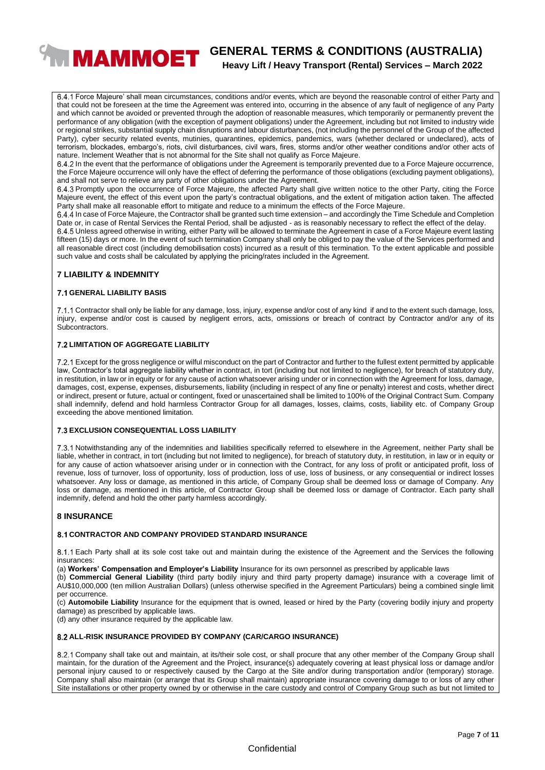6.4.1 Force Majeure' shall mean circumstances, conditions and/or events, which are beyond the reasonable control of either Party and that could not be foreseen at the time the Agreement was entered into, occurring in the absence of any fault of negligence of any Party and which cannot be avoided or prevented through the adoption of reasonable measures, which temporarily or permanently prevent the performance of any obligation (with the exception of payment obligations) under the Agreement, including but not limited to industry wide or regional strikes, substantial supply chain disruptions and labour disturbances, (not including the personnel of the Group of the affected Party), cyber security related events, mutinies, quarantines, epidemics, pandemics, wars (whether declared or undeclared), acts of terrorism, blockades, embargo's, riots, civil disturbances, civil wars, fires, storms and/or other weather conditions and/or other acts of nature. Inclement Weather that is not abnormal for the Site shall not qualify as Force Majeure.

6.4.2 In the event that the performance of obligations under the Agreement is temporarily prevented due to a Force Majeure occurrence, the Force Majeure occurrence will only have the effect of deferring the performance of those obligations (excluding payment obligations), and shall not serve to relieve any party of other obligations under the Agreement.

6.4.3 Promptly upon the occurrence of Force Majeure, the affected Party shall give written notice to the other Party, citing the Force Majeure event, the effect of this event upon the party's contractual obligations, and the extent of mitigation action taken. The affected Party shall make all reasonable effort to mitigate and reduce to a minimum the effects of the Force Majeure.

6.4.4 In case of Force Majeure, the Contractor shall be granted such time extension – and accordingly the Time Schedule and Completion Date or, in case of Rental Services the Rental Period, shall be adjusted - as is reasonably necessary to reflect the effect of the delay.

6.4.5 Unless agreed otherwise in writing, either Party will be allowed to terminate the Agreement in case of a Force Majeure event lasting fifteen (15) days or more. In the event of such termination Company shall only be obliged to pay the value of the Services performed and all reasonable direct cost (including demobilisation costs) incurred as a result of this termination. To the extent applicable and possible such value and costs shall be calculated by applying the pricing/rates included in the Agreement.

## 7 LIABILITY & INDEMNITY

### 7.1 GENERAL LIABILITY BASIS

7.1.1 Contractor shall only be liable for any damage, loss, injury, expense and/or cost of any kind if and to the extent such damage, loss, injury, expense and/or cost is caused by negligent errors, acts, omissions or breach of contract by Contractor and/or any of its Subcontractors.

### 7.2 LIMITATION OF AGGREGATE LIABILITY

7.2.1 Except for the gross negligence or wilful misconduct on the part of Contractor and further to the fullest extent permitted by applicable law, Contractor's total aggregate liability whether in contract, in tort (including but not limited to negligence), for breach of statutory duty, in restitution, in law or in equity or for any cause of action whatsoever arising under or in connection with the Agreement for loss, damage, damages, cost, expense, expenses, disbursements, liability (including in respect of any fine or penalty) interest and costs, whether direct or indirect, present or future, actual or contingent, fixed or unascertained shall be limited to 100% of the Original Contract Sum. Company shall indemnify, defend and hold harmless Contractor Group for all damages, losses, claims, costs, liability etc. of Company Group exceeding the above mentioned limitation.

### 7.3 EXCLUSION CONSEQUENTIAL LOSS LIABILITY

7.3.1 Notwithstanding any of the indemnities and liabilities specifically referred to elsewhere in the Agreement, neither Party shall be liable, whether in contract, in tort (including but not limited to negligence), for breach of statutory duty, in restitution, in law or in equity or for any cause of action whatsoever arising under or in connection with the Contract, for any loss of profit or anticipated profit, loss of revenue, loss of turnover, loss of opportunity, loss of production, loss of use, loss of business, or any consequential or indirect losses whatsoever. Any loss or damage, as mentioned in this article, of Company Group shall be deemed loss or damage of Company. Any loss or damage, as mentioned in this article, of Contractor Group shall be deemed loss or damage of Contractor. Each party shall indemnify, defend and hold the other party harmless accordingly.

## 8 INSURANCE

### 8.1 CONTRACTOR AND COMPANY PROVIDED STANDARD INSURANCE

8.1.1 Each Party shall at its sole cost take out and maintain during the existence of the Agreement and the Services the following insurances:

(a) **Workers' Compensation and Employer's Liability** Insurance for its own personnel as prescribed by applicable laws

(b) **Commercial General Liability** (third party bodily injury and third party property damage) insurance with a coverage limit of AU$10,000,000 (ten million Australian Dollars) (unless otherwise specified in the Agreement Particulars) being a combined single limit per occurrence.

(c) **Automobile Liability** Insurance for the equipment that is owned, leased or hired by the Party (covering bodily injury and property damage) as prescribed by applicable laws.

(d) any other insurance required by the applicable law.

### 8.2 ALL-RISK INSURANCE PROVIDED BY COMPANY (CAR/CARGO INSURANCE)

8.2.1 Company shall take out and maintain, at its/their sole cost, or shall procure that any other member of the Company Group shall maintain, for the duration of the Agreement and the Project, insurance(s) adequately covering at least physical loss or damage and/or personal injury caused to or respectively caused by the Cargo at the Site and/or during transportation and/or (temporary) storage. Company shall also maintain (or arrange that its Group shall maintain) appropriate insurance covering damage to or loss of any other Site installations or other property owned by or otherwise in the care custody and control of Company Group such as but not limited to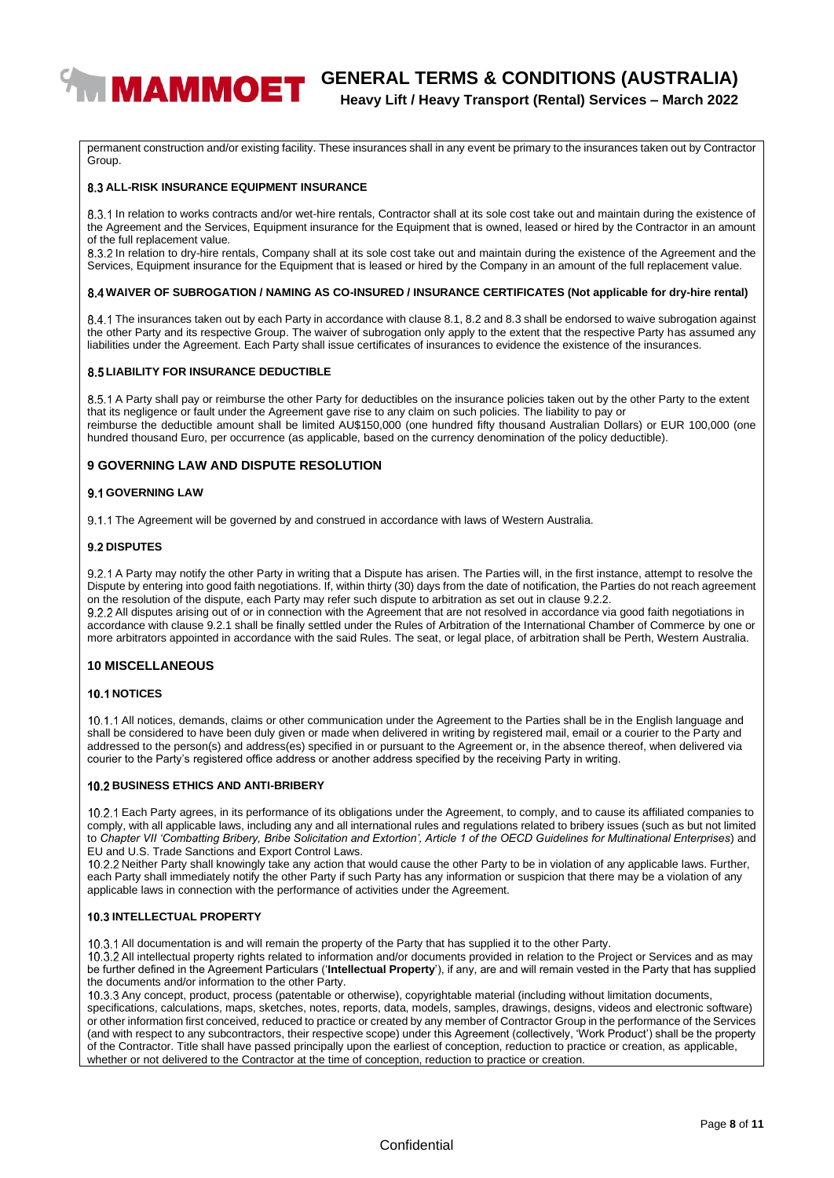permanent construction and/or existing facility. These insurances shall in any event be primary to the insurances taken out by Contractor Group.

### 8.3 ALL-RISK INSURANCE EQUIPMENT INSURANCE

8.3.1 In relation to works contracts and/or wet-hire rentals, Contractor shall at its sole cost take out and maintain during the existence of the Agreement and the Services, Equipment insurance for the Equipment that is owned, leased or hired by the Contractor in an amount of the full replacement value.
8.3.2 In relation to dry-hire rentals, Company shall at its sole cost take out and maintain during the existence of the Agreement and the Services, Equipment insurance for the Equipment that is leased or hired by the Company in an amount of the full replacement value.

### 8.4 WAIVER OF SUBROGATION / NAMING AS CO-INSURED / INSURANCE CERTIFICATES (Not applicable for dry-hire rental)

8.4.1 The insurances taken out by each Party in accordance with clause 8.1, 8.2 and 8.3 shall be endorsed to waive subrogation against the other Party and its respective Group. The waiver of subrogation only apply to the extent that the respective Party has assumed any liabilities under the Agreement. Each Party shall issue certificates of insurances to evidence the existence of the insurances.

### 8.5 LIABILITY FOR INSURANCE DEDUCTIBLE

8.5.1 A Party shall pay or reimburse the other Party for deductibles on the insurance policies taken out by the other Party to the extent that its negligence or fault under the Agreement gave rise to any claim on such policies. The liability to pay or reimburse the deductible amount shall be limited AU$150,000 (one hundred fifty thousand Australian Dollars) or EUR 100,000 (one hundred thousand Euro, per occurrence (as applicable, based on the currency denomination of the policy deductible).

## 9 GOVERNING LAW AND DISPUTE RESOLUTION

### 9.1 GOVERNING LAW

9.1.1 The Agreement will be governed by and construed in accordance with laws of Western Australia.

### 9.2 DISPUTES

9.2.1 A Party may notify the other Party in writing that a Dispute has arisen. The Parties will, in the first instance, attempt to resolve the Dispute by entering into good faith negotiations. If, within thirty (30) days from the date of notification, the Parties do not reach agreement on the resolution of the dispute, each Party may refer such dispute to arbitration as set out in clause 9.2.2.
9.2.2 All disputes arising out of or in connection with the Agreement that are not resolved in accordance via good faith negotiations in accordance with clause 9.2.1 shall be finally settled under the Rules of Arbitration of the International Chamber of Commerce by one or more arbitrators appointed in accordance with the said Rules. The seat, or legal place, of arbitration shall be Perth, Western Australia.

## 10 MISCELLANEOUS

### 10.1 NOTICES

10.1.1 All notices, demands, claims or other communication under the Agreement to the Parties shall be in the English language and shall be considered to have been duly given or made when delivered in writing by registered mail, email or a courier to the Party and addressed to the person(s) and address(es) specified in or pursuant to the Agreement or, in the absence thereof, when delivered via courier to the Party's registered office address or another address specified by the receiving Party in writing.

### 10.2 BUSINESS ETHICS AND ANTI-BRIBERY

10.2.1 Each Party agrees, in its performance of its obligations under the Agreement, to comply, and to cause its affiliated companies to comply, with all applicable laws, including any and all international rules and regulations related to bribery issues (such as but not limited to *Chapter VII 'Combatting Bribery, Bribe Solicitation and Extortion', Article 1 of the OECD Guidelines for Multinational Enterprises*) and EU and U.S. Trade Sanctions and Export Control Laws.
10.2.2 Neither Party shall knowingly take any action that would cause the other Party to be in violation of any applicable laws. Further, each Party shall immediately notify the other Party if such Party has any information or suspicion that there may be a violation of any applicable laws in connection with the performance of activities under the Agreement.

### 10.3 INTELLECTUAL PROPERTY

10.3.1 All documentation is and will remain the property of the Party that has supplied it to the other Party.
10.3.2 All intellectual property rights related to information and/or documents provided in relation to the Project or Services and as may be further defined in the Agreement Particulars ('**Intellectual Property**'), if any, are and will remain vested in the Party that has supplied the documents and/or information to the other Party.
10.3.3 Any concept, product, process (patentable or otherwise), copyrightable material (including without limitation documents, specifications, calculations, maps, sketches, notes, reports, data, models, samples, drawings, designs, videos and electronic software) or other information first conceived, reduced to practice or created by any member of Contractor Group in the performance of the Services (and with respect to any subcontractors, their respective scope) under this Agreement (collectively, 'Work Product') shall be the property of the Contractor. Title shall have passed principally upon the earliest of conception, reduction to practice or creation, as applicable, whether or not delivered to the Contractor at the time of conception, reduction to practice or creation.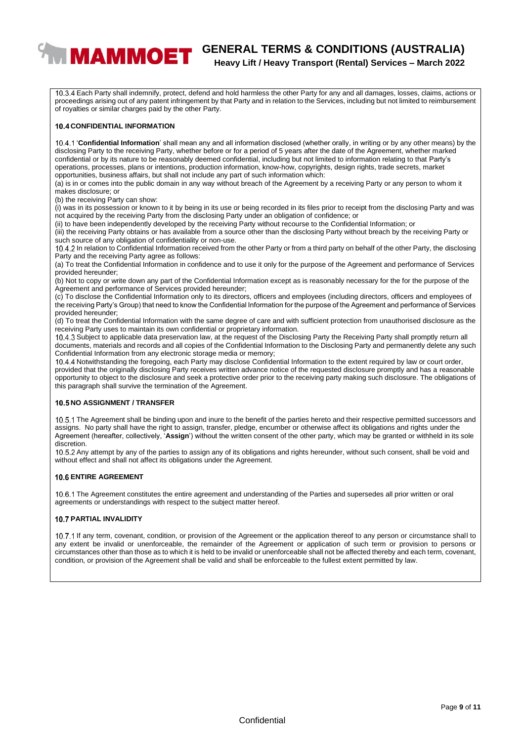10.3.4 Each Party shall indemnify, protect, defend and hold harmless the other Party for any and all damages, losses, claims, actions or proceedings arising out of any patent infringement by that Party and in relation to the Services, including but not limited to reimbursement of royalties or similar charges paid by the other Party.

### 10.4 CONFIDENTIAL INFORMATION

10.4.1 '**Confidential Information**' shall mean any and all information disclosed (whether orally, in writing or by any other means) by the disclosing Party to the receiving Party, whether before or for a period of 5 years after the date of the Agreement, whether marked confidential or by its nature to be reasonably deemed confidential, including but not limited to information relating to that Party's operations, processes, plans or intentions, production information, know-how, copyrights, design rights, trade secrets, market opportunities, business affairs, but shall not include any part of such information which:
(a) is in or comes into the public domain in any way without breach of the Agreement by a receiving Party or any person to whom it makes disclosure; or
(b) the receiving Party can show:
(i) was in its possession or known to it by being in its use or being recorded in its files prior to receipt from the disclosing Party and was not acquired by the receiving Party from the disclosing Party under an obligation of confidence; or
(ii) to have been independently developed by the receiving Party without recourse to the Confidential Information; or
(iii) the receiving Party obtains or has available from a source other than the disclosing Party without breach by the receiving Party or such source of any obligation of confidentiality or non-use.
10.4.2 In relation to Confidential Information received from the other Party or from a third party on behalf of the other Party, the disclosing Party and the receiving Party agree as follows:
(a) To treat the Confidential Information in confidence and to use it only for the purpose of the Agreement and performance of Services provided hereunder;
(b) Not to copy or write down any part of the Confidential Information except as is reasonably necessary for the for the purpose of the Agreement and performance of Services provided hereunder;
(c) To disclose the Confidential Information only to its directors, officers and employees (including directors, officers and employees of the receiving Party's Group) that need to know the Confidential Information for the purpose of the Agreement and performance of Services provided hereunder;
(d) To treat the Confidential Information with the same degree of care and with sufficient protection from unauthorised disclosure as the receiving Party uses to maintain its own confidential or proprietary information.
10.4.3 Subject to applicable data preservation law, at the request of the Disclosing Party the Receiving Party shall promptly return all documents, materials and records and all copies of the Confidential Information to the Disclosing Party and permanently delete any such Confidential Information from any electronic storage media or memory;
10.4.4 Notwithstanding the foregoing, each Party may disclose Confidential Information to the extent required by law or court order, provided that the originally disclosing Party receives written advance notice of the requested disclosure promptly and has a reasonable opportunity to object to the disclosure and seek a protective order prior to the receiving party making such disclosure. The obligations of this paragraph shall survive the termination of the Agreement.

### 10.5 NO ASSIGNMENT / TRANSFER

10.5.1 The Agreement shall be binding upon and inure to the benefit of the parties hereto and their respective permitted successors and assigns. No party shall have the right to assign, transfer, pledge, encumber or otherwise affect its obligations and rights under the Agreement (hereafter, collectively, '**Assign**') without the written consent of the other party, which may be granted or withheld in its sole discretion.
10.5.2 Any attempt by any of the parties to assign any of its obligations and rights hereunder, without such consent, shall be void and without effect and shall not affect its obligations under the Agreement.

### 10.6 ENTIRE AGREEMENT

10.6.1 The Agreement constitutes the entire agreement and understanding of the Parties and supersedes all prior written or oral agreements or understandings with respect to the subject matter hereof.

### 10.7 PARTIAL INVALIDITY

10.7.1 If any term, covenant, condition, or provision of the Agreement or the application thereof to any person or circumstance shall to any extent be invalid or unenforceable, the remainder of the Agreement or application of such term or provision to persons or circumstances other than those as to which it is held to be invalid or unenforceable shall not be affected thereby and each term, covenant, condition, or provision of the Agreement shall be valid and shall be enforceable to the fullest extent permitted by law.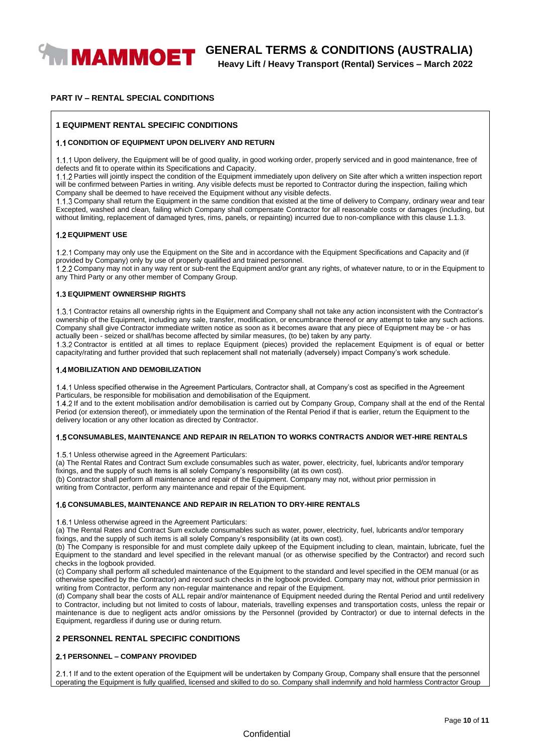## PART IV – RENTAL SPECIAL CONDITIONS

### 1 EQUIPMENT RENTAL SPECIFIC CONDITIONS

#### 1.1 CONDITION OF EQUIPMENT UPON DELIVERY AND RETURN

1.1.1 Upon delivery, the Equipment will be of good quality, in good working order, properly serviced and in good maintenance, free of defects and fit to operate within its Specifications and Capacity.

1.1.2 Parties will jointly inspect the condition of the Equipment immediately upon delivery on Site after which a written inspection report will be confirmed between Parties in writing. Any visible defects must be reported to Contractor during the inspection, failing which Company shall be deemed to have received the Equipment without any visible defects.

1.1.3 Company shall return the Equipment in the same condition that existed at the time of delivery to Company, ordinary wear and tear Excepted, washed and clean, failing which Company shall compensate Contractor for all reasonable costs or damages (including, but without limiting, replacement of damaged tyres, rims, panels, or repainting) incurred due to non-compliance with this clause 1.1.3.

#### 1.2 EQUIPMENT USE

1.2.1 Company may only use the Equipment on the Site and in accordance with the Equipment Specifications and Capacity and (if provided by Company) only by use of properly qualified and trained personnel.

1.2.2 Company may not in any way rent or sub-rent the Equipment and/or grant any rights, of whatever nature, to or in the Equipment to any Third Party or any other member of Company Group.

#### 1.3 EQUIPMENT OWNERSHIP RIGHTS

1.3.1 Contractor retains all ownership rights in the Equipment and Company shall not take any action inconsistent with the Contractor's ownership of the Equipment, including any sale, transfer, modification, or encumbrance thereof or any attempt to take any such actions. Company shall give Contractor immediate written notice as soon as it becomes aware that any piece of Equipment may be - or has actually been - seized or shall/has become affected by similar measures, (to be) taken by any party.

1.3.2 Contractor is entitled at all times to replace Equipment (pieces) provided the replacement Equipment is of equal or better capacity/rating and further provided that such replacement shall not materially (adversely) impact Company's work schedule.

#### 1.4 MOBILIZATION AND DEMOBILIZATION

1.4.1 Unless specified otherwise in the Agreement Particulars, Contractor shall, at Company's cost as specified in the Agreement Particulars, be responsible for mobilisation and demobilisation of the Equipment.

1.4.2 If and to the extent mobilisation and/or demobilisation is carried out by Company Group, Company shall at the end of the Rental Period (or extension thereof), or immediately upon the termination of the Rental Period if that is earlier, return the Equipment to the delivery location or any other location as directed by Contractor.

#### 1.5 CONSUMABLES, MAINTENANCE AND REPAIR IN RELATION TO WORKS CONTRACTS AND/OR WET-HIRE RENTALS

1.5.1 Unless otherwise agreed in the Agreement Particulars:

(a) The Rental Rates and Contract Sum exclude consumables such as water, power, electricity, fuel, lubricants and/or temporary fixings, and the supply of such items is all solely Company's responsibility (at its own cost).

(b) Contractor shall perform all maintenance and repair of the Equipment. Company may not, without prior permission in writing from Contractor, perform any maintenance and repair of the Equipment.

#### 1.6 CONSUMABLES, MAINTENANCE AND REPAIR IN RELATION TO DRY-HIRE RENTALS

1.6.1 Unless otherwise agreed in the Agreement Particulars:

(a) The Rental Rates and Contract Sum exclude consumables such as water, power, electricity, fuel, lubricants and/or temporary fixings, and the supply of such items is all solely Company's responsibility (at its own cost).

(b) The Company is responsible for and must complete daily upkeep of the Equipment including to clean, maintain, lubricate, fuel the Equipment to the standard and level specified in the relevant manual (or as otherwise specified by the Contractor) and record such checks in the logbook provided.

(c) Company shall perform all scheduled maintenance of the Equipment to the standard and level specified in the OEM manual (or as otherwise specified by the Contractor) and record such checks in the logbook provided. Company may not, without prior permission in writing from Contractor, perform any non-regular maintenance and repair of the Equipment.

(d) Company shall bear the costs of ALL repair and/or maintenance of Equipment needed during the Rental Period and until redelivery to Contractor, including but not limited to costs of labour, materials, travelling expenses and transportation costs, unless the repair or maintenance is due to negligent acts and/or omissions by the Personnel (provided by Contractor) or due to internal defects in the Equipment, regardless if during use or during return.

### 2 PERSONNEL RENTAL SPECIFIC CONDITIONS

#### 2.1 PERSONNEL – COMPANY PROVIDED

2.1.1 If and to the extent operation of the Equipment will be undertaken by Company Group, Company shall ensure that the personnel operating the Equipment is fully qualified, licensed and skilled to do so. Company shall indemnify and hold harmless Contractor Group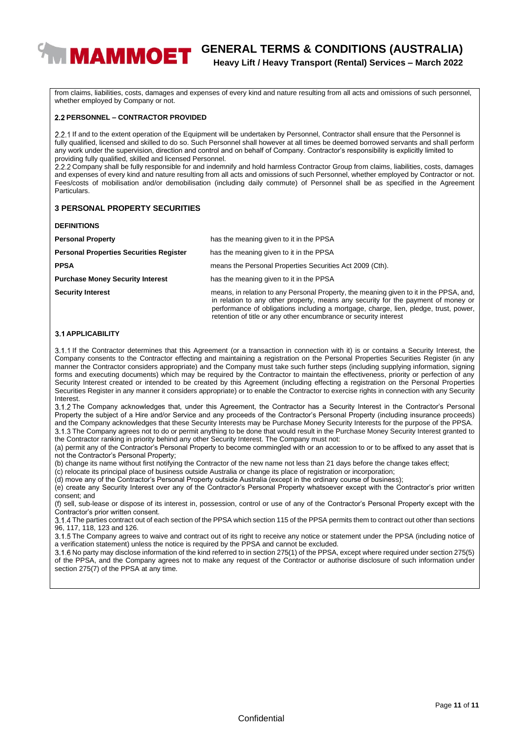from claims, liabilities, costs, damages and expenses of every kind and nature resulting from all acts and omissions of such personnel, whether employed by Company or not.

### 2.2 PERSONNEL – CONTRACTOR PROVIDED

2.2.1 If and to the extent operation of the Equipment will be undertaken by Personnel, Contractor shall ensure that the Personnel is fully qualified, licensed and skilled to do so. Such Personnel shall however at all times be deemed borrowed servants and shall perform any work under the supervision, direction and control and on behalf of Company. Contractor's responsibility is explicitly limited to providing fully qualified, skilled and licensed Personnel.
2.2.2 Company shall be fully responsible for and indemnify and hold harmless Contractor Group from claims, liabilities, costs, damages and expenses of every kind and nature resulting from all acts and omissions of such Personnel, whether employed by Contractor or not. Fees/costs of mobilisation and/or demobilisation (including daily commute) of Personnel shall be as specified in the Agreement Particulars.

## 3 PERSONAL PROPERTY SECURITIES

**DEFINITIONS**

| | |
|---|---|
| **Personal Property** | has the meaning given to it in the PPSA |
| **Personal Properties Securities Register** | has the meaning given to it in the PPSA |
| **PPSA** | means the Personal Properties Securities Act 2009 (Cth). |
| **Purchase Money Security Interest** | has the meaning given to it in the PPSA |
| **Security Interest** | means, in relation to any Personal Property, the meaning given to it in the PPSA, and, in relation to any other property, means any security for the payment of money or performance of obligations including a mortgage, charge, lien, pledge, trust, power, retention of title or any other encumbrance or security interest |

### 3.1 APPLICABILITY

3.1.1 If the Contractor determines that this Agreement (or a transaction in connection with it) is or contains a Security Interest, the Company consents to the Contractor effecting and maintaining a registration on the Personal Properties Securities Register (in any manner the Contractor considers appropriate) and the Company must take such further steps (including supplying information, signing forms and executing documents) which may be required by the Contractor to maintain the effectiveness, priority or perfection of any Security Interest created or intended to be created by this Agreement (including effecting a registration on the Personal Properties Securities Register in any manner it considers appropriate) or to enable the Contractor to exercise rights in connection with any Security Interest.
3.1.2 The Company acknowledges that, under this Agreement, the Contractor has a Security Interest in the Contractor's Personal Property the subject of a Hire and/or Service and any proceeds of the Contractor's Personal Property (including insurance proceeds) and the Company acknowledges that these Security Interests may be Purchase Money Security Interests for the purpose of the PPSA.
3.1.3 The Company agrees not to do or permit anything to be done that would result in the Purchase Money Security Interest granted to the Contractor ranking in priority behind any other Security Interest. The Company must not:
(a) permit any of the Contractor's Personal Property to become commingled with or an accession to or to be affixed to any asset that is not the Contractor's Personal Property;
(b) change its name without first notifying the Contractor of the new name not less than 21 days before the change takes effect;
(c) relocate its principal place of business outside Australia or change its place of registration or incorporation;
(d) move any of the Contractor's Personal Property outside Australia (except in the ordinary course of business);
(e) create any Security Interest over any of the Contractor's Personal Property whatsoever except with the Contractor's prior written consent; and
(f) sell, sub-lease or dispose of its interest in, possession, control or use of any of the Contractor's Personal Property except with the Contractor's prior written consent.
3.1.4 The parties contract out of each section of the PPSA which section 115 of the PPSA permits them to contract out other than sections 96, 117, 118, 123 and 126.
3.1.5 The Company agrees to waive and contract out of its right to receive any notice or statement under the PPSA (including notice of a verification statement) unless the notice is required by the PPSA and cannot be excluded.
3.1.6 No party may disclose information of the kind referred to in section 275(1) of the PPSA, except where required under section 275(5) of the PPSA, and the Company agrees not to make any request of the Contractor or authorise disclosure of such information under section 275(7) of the PPSA at any time.